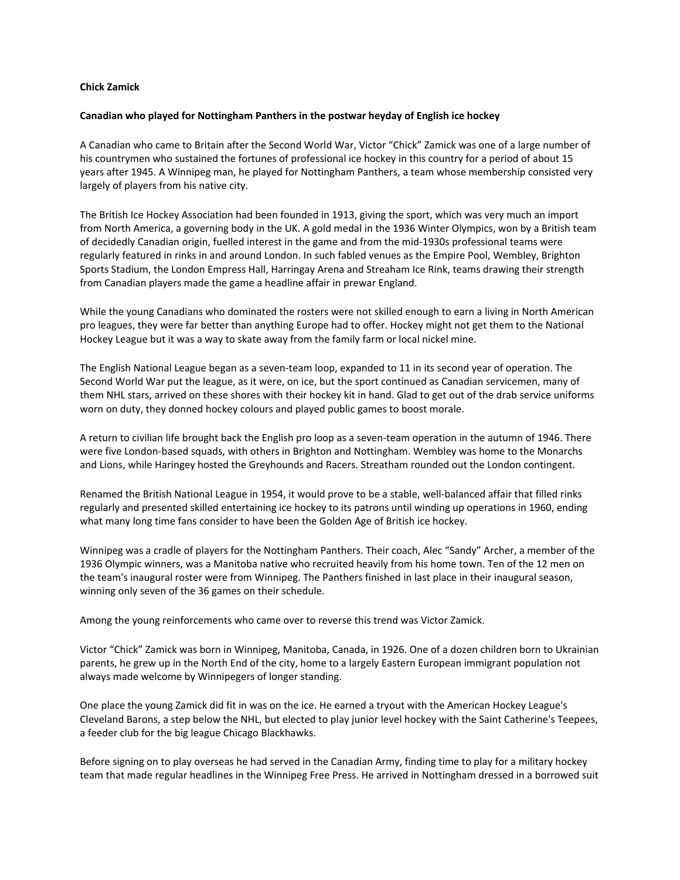**Chick Zamick**

**Canadian who played for Nottingham Panthers in the postwar heyday of English ice hockey**

A Canadian who came to Britain after the Second World War, Victor "Chick" Zamick was one of a large number of his countrymen who sustained the fortunes of professional ice hockey in this country for a period of about 15 years after 1945. A Winnipeg man, he played for Nottingham Panthers, a team whose membership consisted very largely of players from his native city.

The British Ice Hockey Association had been founded in 1913, giving the sport, which was very much an import from North America, a governing body in the UK. A gold medal in the 1936 Winter Olympics, won by a British team of decidedly Canadian origin, fuelled interest in the game and from the mid-1930s professional teams were regularly featured in rinks in and around London. In such fabled venues as the Empire Pool, Wembley, Brighton Sports Stadium, the London Empress Hall, Harringay Arena and Streaham Ice Rink, teams drawing their strength from Canadian players made the game a headline affair in prewar England.

While the young Canadians who dominated the rosters were not skilled enough to earn a living in North American pro leagues, they were far better than anything Europe had to offer. Hockey might not get them to the National Hockey League but it was a way to skate away from the family farm or local nickel mine.

The English National League began as a seven-team loop, expanded to 11 in its second year of operation. The Second World War put the league, as it were, on ice, but the sport continued as Canadian servicemen, many of them NHL stars, arrived on these shores with their hockey kit in hand. Glad to get out of the drab service uniforms worn on duty, they donned hockey colours and played public games to boost morale.

A return to civilian life brought back the English pro loop as a seven-team operation in the autumn of 1946. There were five London-based squads, with others in Brighton and Nottingham. Wembley was home to the Monarchs and Lions, while Haringey hosted the Greyhounds and Racers. Streatham rounded out the London contingent.

Renamed the British National League in 1954, it would prove to be a stable, well-balanced affair that filled rinks regularly and presented skilled entertaining ice hockey to its patrons until winding up operations in 1960, ending what many long time fans consider to have been the Golden Age of British ice hockey.

Winnipeg was a cradle of players for the Nottingham Panthers. Their coach, Alec "Sandy" Archer, a member of the 1936 Olympic winners, was a Manitoba native who recruited heavily from his home town. Ten of the 12 men on the team's inaugural roster were from Winnipeg. The Panthers finished in last place in their inaugural season, winning only seven of the 36 games on their schedule.

Among the young reinforcements who came over to reverse this trend was Victor Zamick.

Victor "Chick" Zamick was born in Winnipeg, Manitoba, Canada, in 1926. One of a dozen children born to Ukrainian parents, he grew up in the North End of the city, home to a largely Eastern European immigrant population not always made welcome by Winnipegers of longer standing.

One place the young Zamick did fit in was on the ice. He earned a tryout with the American Hockey League's Cleveland Barons, a step below the NHL, but elected to play junior level hockey with the Saint Catherine's Teepees, a feeder club for the big league Chicago Blackhawks.

Before signing on to play overseas he had served in the Canadian Army, finding time to play for a military hockey team that made regular headlines in the Winnipeg Free Press. He arrived in Nottingham dressed in a borrowed suit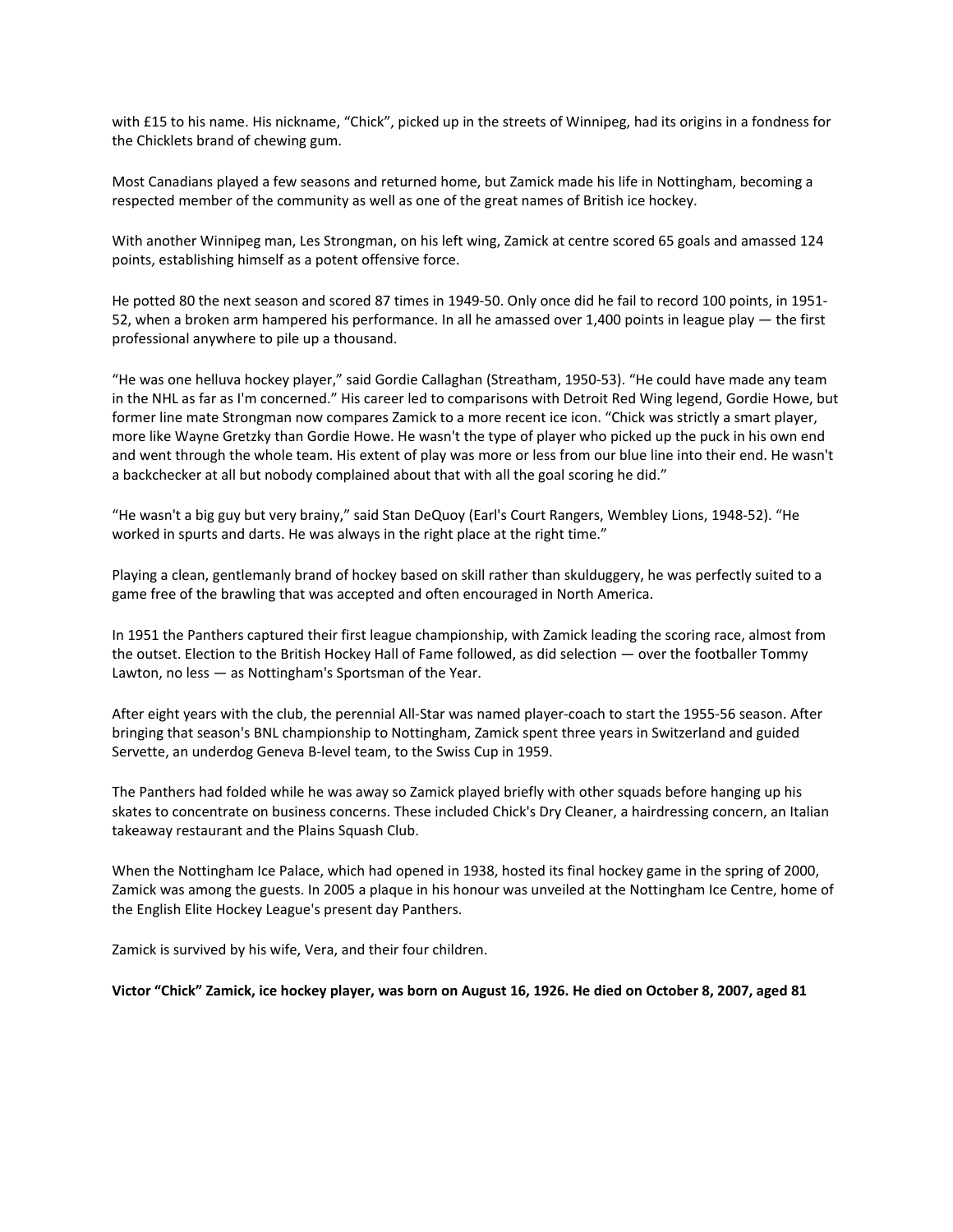with £15 to his name. His nickname, "Chick", picked up in the streets of Winnipeg, had its origins in a fondness for the Chicklets brand of chewing gum.

Most Canadians played a few seasons and returned home, but Zamick made his life in Nottingham, becoming a respected member of the community as well as one of the great names of British ice hockey.

With another Winnipeg man, Les Strongman, on his left wing, Zamick at centre scored 65 goals and amassed 124 points, establishing himself as a potent offensive force.

He potted 80 the next season and scored 87 times in 1949-50. Only once did he fail to record 100 points, in 1951-52, when a broken arm hampered his performance. In all he amassed over 1,400 points in league play — the first professional anywhere to pile up a thousand.

"He was one helluva hockey player," said Gordie Callaghan (Streatham, 1950-53). "He could have made any team in the NHL as far as I'm concerned." His career led to comparisons with Detroit Red Wing legend, Gordie Howe, but former line mate Strongman now compares Zamick to a more recent ice icon. "Chick was strictly a smart player, more like Wayne Gretzky than Gordie Howe. He wasn't the type of player who picked up the puck in his own end and went through the whole team. His extent of play was more or less from our blue line into their end. He wasn't a backchecker at all but nobody complained about that with all the goal scoring he did."

"He wasn't a big guy but very brainy," said Stan DeQuoy (Earl's Court Rangers, Wembley Lions, 1948-52). "He worked in spurts and darts. He was always in the right place at the right time."

Playing a clean, gentlemanly brand of hockey based on skill rather than skulduggery, he was perfectly suited to a game free of the brawling that was accepted and often encouraged in North America.

In 1951 the Panthers captured their first league championship, with Zamick leading the scoring race, almost from the outset. Election to the British Hockey Hall of Fame followed, as did selection — over the footballer Tommy Lawton, no less — as Nottingham's Sportsman of the Year.

After eight years with the club, the perennial All-Star was named player-coach to start the 1955-56 season. After bringing that season's BNL championship to Nottingham, Zamick spent three years in Switzerland and guided Servette, an underdog Geneva B-level team, to the Swiss Cup in 1959.

The Panthers had folded while he was away so Zamick played briefly with other squads before hanging up his skates to concentrate on business concerns. These included Chick's Dry Cleaner, a hairdressing concern, an Italian takeaway restaurant and the Plains Squash Club.

When the Nottingham Ice Palace, which had opened in 1938, hosted its final hockey game in the spring of 2000, Zamick was among the guests. In 2005 a plaque in his honour was unveiled at the Nottingham Ice Centre, home of the English Elite Hockey League's present day Panthers.

Zamick is survived by his wife, Vera, and their four children.

**Victor "Chick" Zamick, ice hockey player, was born on August 16, 1926. He died on October 8, 2007, aged 81**